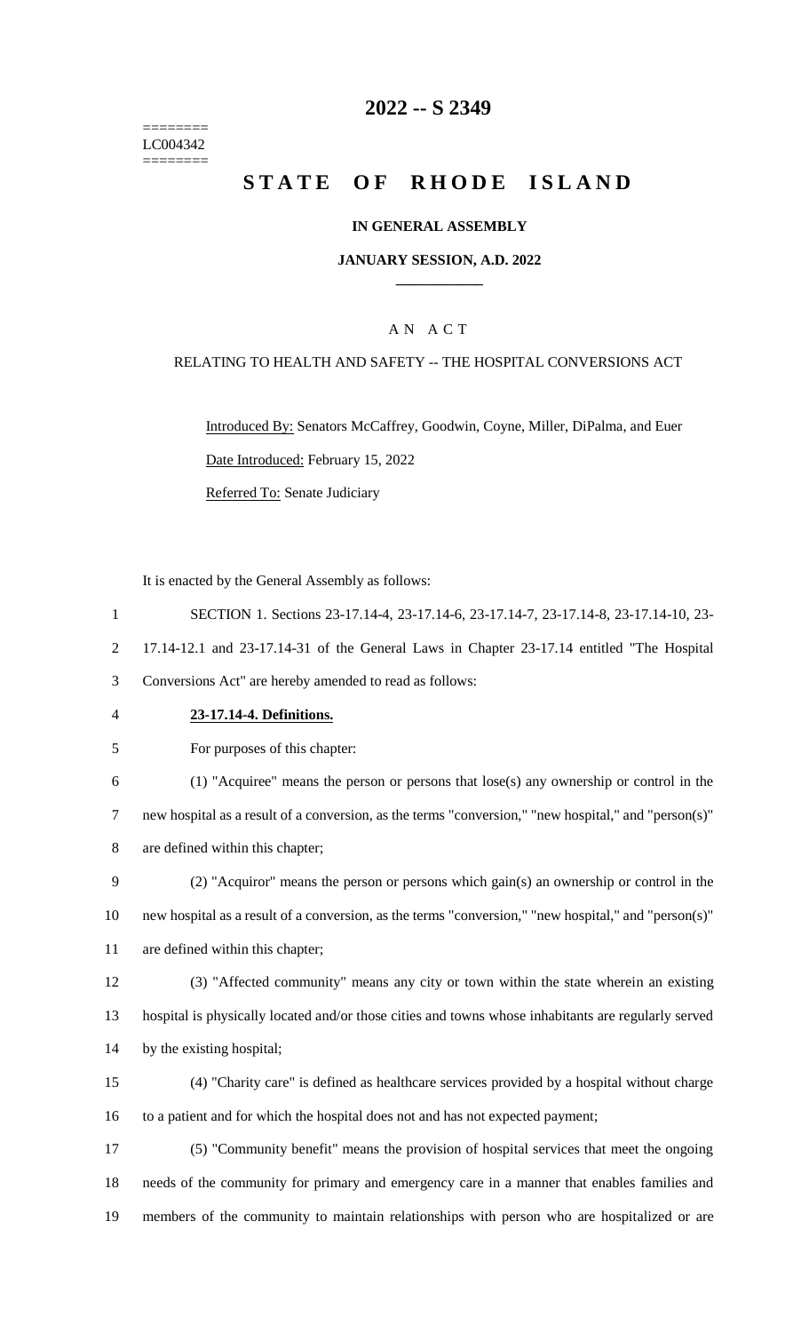========
LC004342
========

# 2022 -- S 2349

# STATE OF RHODE ISLAND

**IN GENERAL ASSEMBLY**

**JANUARY SESSION, A.D. 2022**

---

A N A C T

RELATING TO HEALTH AND SAFETY -- THE HOSPITAL CONVERSIONS ACT

Introduced By: Senators McCaffrey, Goodwin, Coyne, Miller, DiPalma, and Euer

Date Introduced: February 15, 2022

Referred To: Senate Judiciary

It is enacted by the General Assembly as follows:

SECTION 1. Sections 23-17.14-4, 23-17.14-6, 23-17.14-7, 23-17.14-8, 23-17.14-10, 23-17.14-12.1 and 23-17.14-31 of the General Laws in Chapter 23-17.14 entitled "The Hospital Conversions Act" are hereby amended to read as follows:

**23-17.14-4. Definitions.**

For purposes of this chapter:

(1) "Acquiree" means the person or persons that lose(s) any ownership or control in the new hospital as a result of a conversion, as the terms "conversion," "new hospital," and "person(s)" are defined within this chapter;

(2) "Acquiror" means the person or persons which gain(s) an ownership or control in the new hospital as a result of a conversion, as the terms "conversion," "new hospital," and "person(s)" are defined within this chapter;

(3) "Affected community" means any city or town within the state wherein an existing hospital is physically located and/or those cities and towns whose inhabitants are regularly served by the existing hospital;

(4) "Charity care" is defined as healthcare services provided by a hospital without charge to a patient and for which the hospital does not and has not expected payment;

(5) "Community benefit" means the provision of hospital services that meet the ongoing needs of the community for primary and emergency care in a manner that enables families and members of the community to maintain relationships with person who are hospitalized or are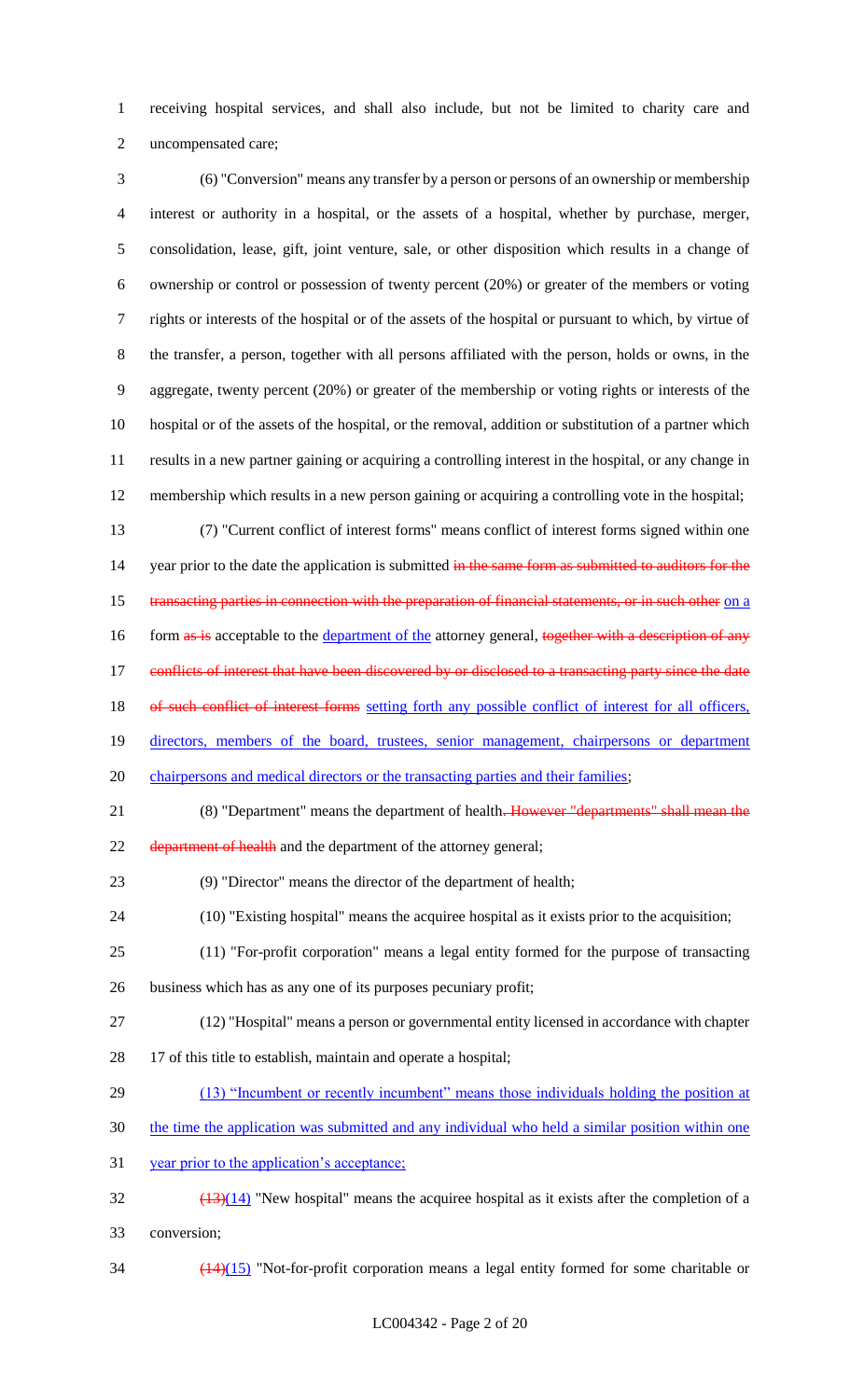receiving hospital services, and shall also include, but not be limited to charity care and uncompensated care;

(6) "Conversion" means any transfer by a person or persons of an ownership or membership interest or authority in a hospital, or the assets of a hospital, whether by purchase, merger, consolidation, lease, gift, joint venture, sale, or other disposition which results in a change of ownership or control or possession of twenty percent (20%) or greater of the members or voting rights or interests of the hospital or of the assets of the hospital or pursuant to which, by virtue of the transfer, a person, together with all persons affiliated with the person, holds or owns, in the aggregate, twenty percent (20%) or greater of the membership or voting rights or interests of the hospital or of the assets of the hospital, or the removal, addition or substitution of a partner which results in a new partner gaining or acquiring a controlling interest in the hospital, or any change in membership which results in a new person gaining or acquiring a controlling vote in the hospital;

(7) "Current conflict of interest forms" means conflict of interest forms signed within one year prior to the date the application is submitted ~~in the same form as submitted to auditors for the transacting parties in connection with the preparation of financial statements, or in such other~~ on a form ~~as is~~ acceptable to the department of the attorney general, ~~together with a description of any conflicts of interest that have been discovered by or disclosed to a transacting party since the date of such conflict of interest forms~~ setting forth any possible conflict of interest for all officers, directors, members of the board, trustees, senior management, chairpersons or department chairpersons and medical directors or the transacting parties and their families;

(8) "Department" means the department of health~~. However "departments" shall mean the department of health~~ and the department of the attorney general;

(9) "Director" means the director of the department of health;

(10) "Existing hospital" means the acquiree hospital as it exists prior to the acquisition;

(11) "For-profit corporation" means a legal entity formed for the purpose of transacting business which has as any one of its purposes pecuniary profit;

(12) "Hospital" means a person or governmental entity licensed in accordance with chapter 17 of this title to establish, maintain and operate a hospital;

(13) "Incumbent or recently incumbent" means those individuals holding the position at the time the application was submitted and any individual who held a similar position within one year prior to the application's acceptance;

~~(13)~~(14) "New hospital" means the acquiree hospital as it exists after the completion of a conversion;

~~(14)~~(15) "Not-for-profit corporation means a legal entity formed for some charitable or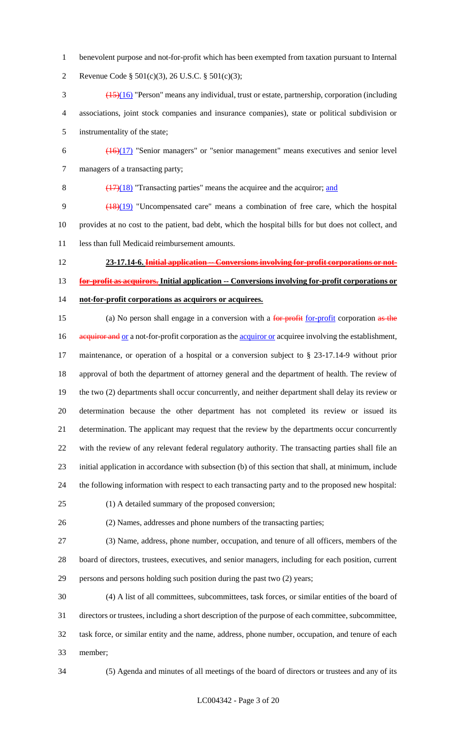benevolent purpose and not-for-profit which has been exempted from taxation pursuant to Internal Revenue Code § 501(c)(3), 26 U.S.C. § 501(c)(3);

~~(15)~~(16) "Person" means any individual, trust or estate, partnership, corporation (including associations, joint stock companies and insurance companies), state or political subdivision or instrumentality of the state;

~~(16)~~(17) "Senior managers" or "senior management" means executives and senior level managers of a transacting party;

~~(17)~~(18) "Transacting parties" means the acquiree and the acquiror; and

~~(18)~~(19) "Uncompensated care" means a combination of free care, which the hospital provides at no cost to the patient, bad debt, which the hospital bills for but does not collect, and less than full Medicaid reimbursement amounts.

**23-17.14-6. ~~Initial application -- Conversions involving for-profit corporations or not-for-profit as acquirors.~~ Initial application -- Conversions involving for-profit corporations or not-for-profit corporations as acquirors or acquirees.**

(a) No person shall engage in a conversion with a ~~for profit~~ for-profit corporation ~~as the acquiror and~~ or a not-for-profit corporation as the acquiror or acquiree involving the establishment, maintenance, or operation of a hospital or a conversion subject to § 23-17.14-9 without prior approval of both the department of attorney general and the department of health. The review of the two (2) departments shall occur concurrently, and neither department shall delay its review or determination because the other department has not completed its review or issued its determination. The applicant may request that the review by the departments occur concurrently with the review of any relevant federal regulatory authority. The transacting parties shall file an initial application in accordance with subsection (b) of this section that shall, at minimum, include the following information with respect to each transacting party and to the proposed new hospital:

(1) A detailed summary of the proposed conversion;

(2) Names, addresses and phone numbers of the transacting parties;

(3) Name, address, phone number, occupation, and tenure of all officers, members of the board of directors, trustees, executives, and senior managers, including for each position, current persons and persons holding such position during the past two (2) years;

(4) A list of all committees, subcommittees, task forces, or similar entities of the board of directors or trustees, including a short description of the purpose of each committee, subcommittee, task force, or similar entity and the name, address, phone number, occupation, and tenure of each member;

(5) Agenda and minutes of all meetings of the board of directors or trustees and any of its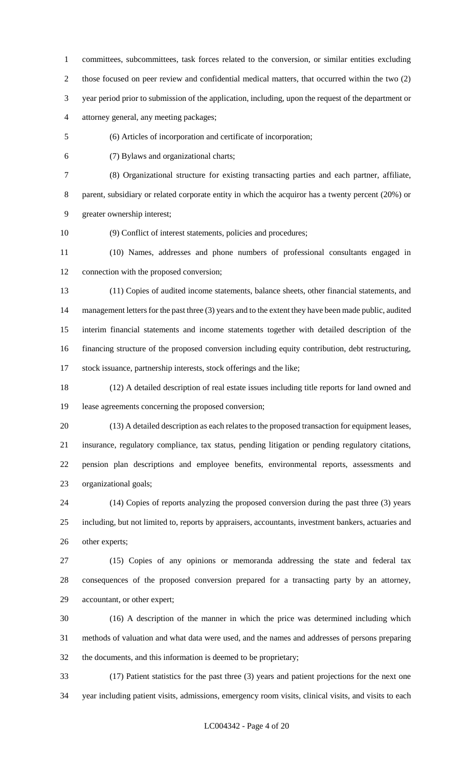committees, subcommittees, task forces related to the conversion, or similar entities excluding those focused on peer review and confidential medical matters, that occurred within the two (2) year period prior to submission of the application, including, upon the request of the department or attorney general, any meeting packages;

(6) Articles of incorporation and certificate of incorporation;

(7) Bylaws and organizational charts;

(8) Organizational structure for existing transacting parties and each partner, affiliate, parent, subsidiary or related corporate entity in which the acquiror has a twenty percent (20%) or greater ownership interest;

(9) Conflict of interest statements, policies and procedures;

(10) Names, addresses and phone numbers of professional consultants engaged in connection with the proposed conversion;

(11) Copies of audited income statements, balance sheets, other financial statements, and management letters for the past three (3) years and to the extent they have been made public, audited interim financial statements and income statements together with detailed description of the financing structure of the proposed conversion including equity contribution, debt restructuring, stock issuance, partnership interests, stock offerings and the like;

(12) A detailed description of real estate issues including title reports for land owned and lease agreements concerning the proposed conversion;

(13) A detailed description as each relates to the proposed transaction for equipment leases, insurance, regulatory compliance, tax status, pending litigation or pending regulatory citations, pension plan descriptions and employee benefits, environmental reports, assessments and organizational goals;

(14) Copies of reports analyzing the proposed conversion during the past three (3) years including, but not limited to, reports by appraisers, accountants, investment bankers, actuaries and other experts;

(15) Copies of any opinions or memoranda addressing the state and federal tax consequences of the proposed conversion prepared for a transacting party by an attorney, accountant, or other expert;

(16) A description of the manner in which the price was determined including which methods of valuation and what data were used, and the names and addresses of persons preparing the documents, and this information is deemed to be proprietary;

(17) Patient statistics for the past three (3) years and patient projections for the next one year including patient visits, admissions, emergency room visits, clinical visits, and visits to each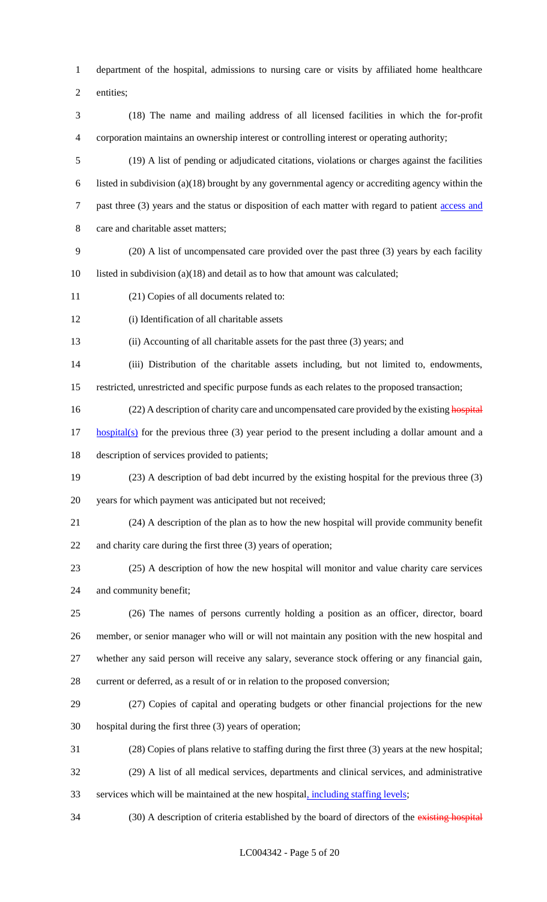department of the hospital, admissions to nursing care or visits by affiliated home healthcare entities;

(18) The name and mailing address of all licensed facilities in which the for-profit corporation maintains an ownership interest or controlling interest or operating authority;

(19) A list of pending or adjudicated citations, violations or charges against the facilities listed in subdivision (a)(18) brought by any governmental agency or accrediting agency within the past three (3) years and the status or disposition of each matter with regard to patient access and care and charitable asset matters;

(20) A list of uncompensated care provided over the past three (3) years by each facility listed in subdivision (a)(18) and detail as to how that amount was calculated;

(21) Copies of all documents related to:

(i) Identification of all charitable assets

(ii) Accounting of all charitable assets for the past three (3) years; and

(iii) Distribution of the charitable assets including, but not limited to, endowments, restricted, unrestricted and specific purpose funds as each relates to the proposed transaction;

(22) A description of charity care and uncompensated care provided by the existing ~~hospital~~ hospital(s) for the previous three (3) year period to the present including a dollar amount and a description of services provided to patients;

(23) A description of bad debt incurred by the existing hospital for the previous three (3) years for which payment was anticipated but not received;

(24) A description of the plan as to how the new hospital will provide community benefit and charity care during the first three (3) years of operation;

(25) A description of how the new hospital will monitor and value charity care services and community benefit;

(26) The names of persons currently holding a position as an officer, director, board member, or senior manager who will or will not maintain any position with the new hospital and whether any said person will receive any salary, severance stock offering or any financial gain, current or deferred, as a result of or in relation to the proposed conversion;

(27) Copies of capital and operating budgets or other financial projections for the new hospital during the first three (3) years of operation;

(28) Copies of plans relative to staffing during the first three (3) years at the new hospital;

(29) A list of all medical services, departments and clinical services, and administrative services which will be maintained at the new hospital, including staffing levels;

(30) A description of criteria established by the board of directors of the ~~existing hospital~~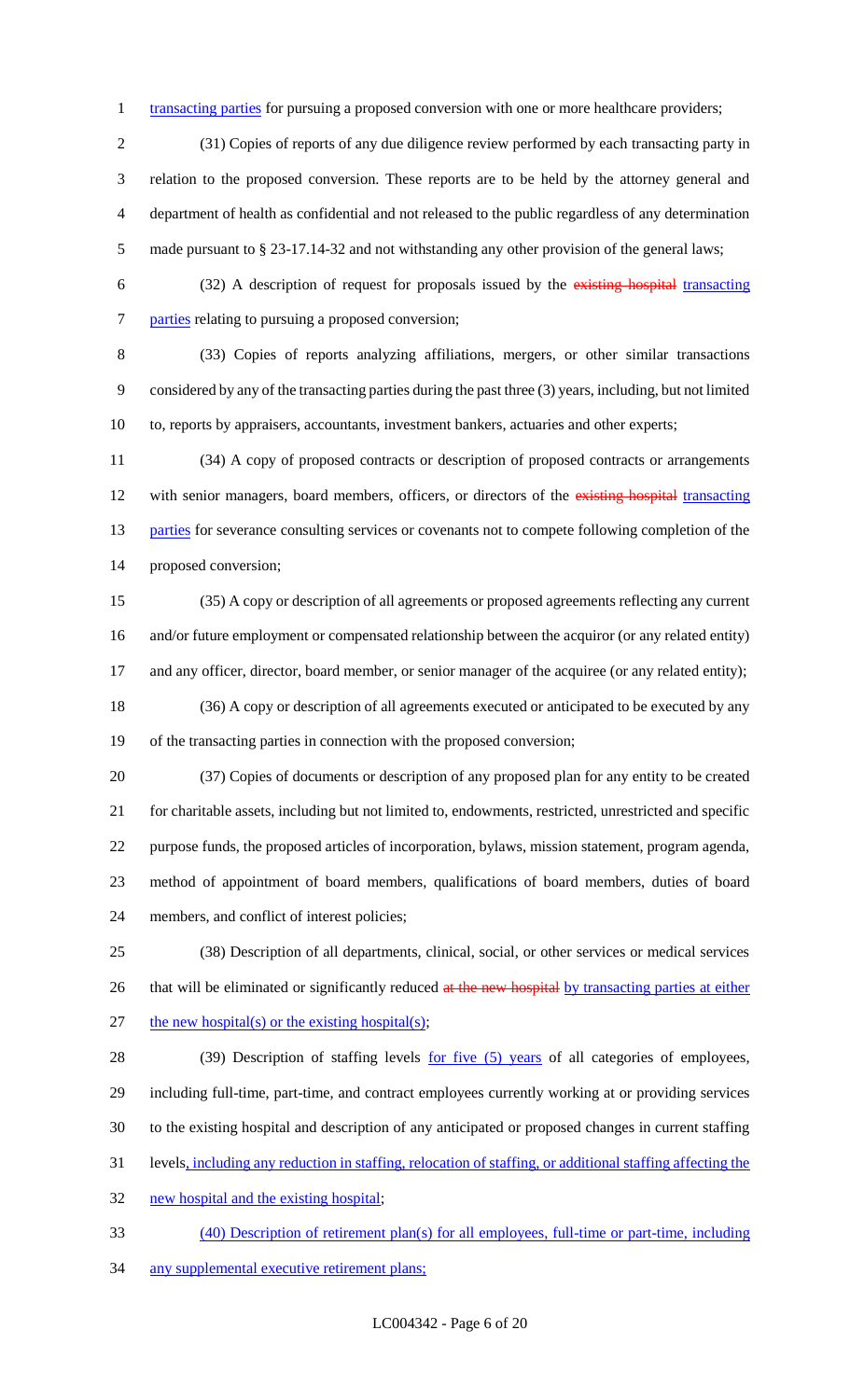transacting parties for pursuing a proposed conversion with one or more healthcare providers;

(31) Copies of reports of any due diligence review performed by each transacting party in relation to the proposed conversion. These reports are to be held by the attorney general and department of health as confidential and not released to the public regardless of any determination made pursuant to § 23-17.14-32 and not withstanding any other provision of the general laws;

(32) A description of request for proposals issued by the ~~existing hospital~~ transacting parties relating to pursuing a proposed conversion;

(33) Copies of reports analyzing affiliations, mergers, or other similar transactions considered by any of the transacting parties during the past three (3) years, including, but not limited to, reports by appraisers, accountants, investment bankers, actuaries and other experts;

(34) A copy of proposed contracts or description of proposed contracts or arrangements with senior managers, board members, officers, or directors of the ~~existing hospital~~ transacting parties for severance consulting services or covenants not to compete following completion of the proposed conversion;

(35) A copy or description of all agreements or proposed agreements reflecting any current and/or future employment or compensated relationship between the acquiror (or any related entity) and any officer, director, board member, or senior manager of the acquiree (or any related entity);

(36) A copy or description of all agreements executed or anticipated to be executed by any of the transacting parties in connection with the proposed conversion;

(37) Copies of documents or description of any proposed plan for any entity to be created for charitable assets, including but not limited to, endowments, restricted, unrestricted and specific purpose funds, the proposed articles of incorporation, bylaws, mission statement, program agenda, method of appointment of board members, qualifications of board members, duties of board members, and conflict of interest policies;

(38) Description of all departments, clinical, social, or other services or medical services that will be eliminated or significantly reduced ~~at the new hospital~~ by transacting parties at either the new hospital(s) or the existing hospital(s);

(39) Description of staffing levels for five (5) years of all categories of employees, including full-time, part-time, and contract employees currently working at or providing services to the existing hospital and description of any anticipated or proposed changes in current staffing levels, including any reduction in staffing, relocation of staffing, or additional staffing affecting the new hospital and the existing hospital;

(40) Description of retirement plan(s) for all employees, full-time or part-time, including any supplemental executive retirement plans;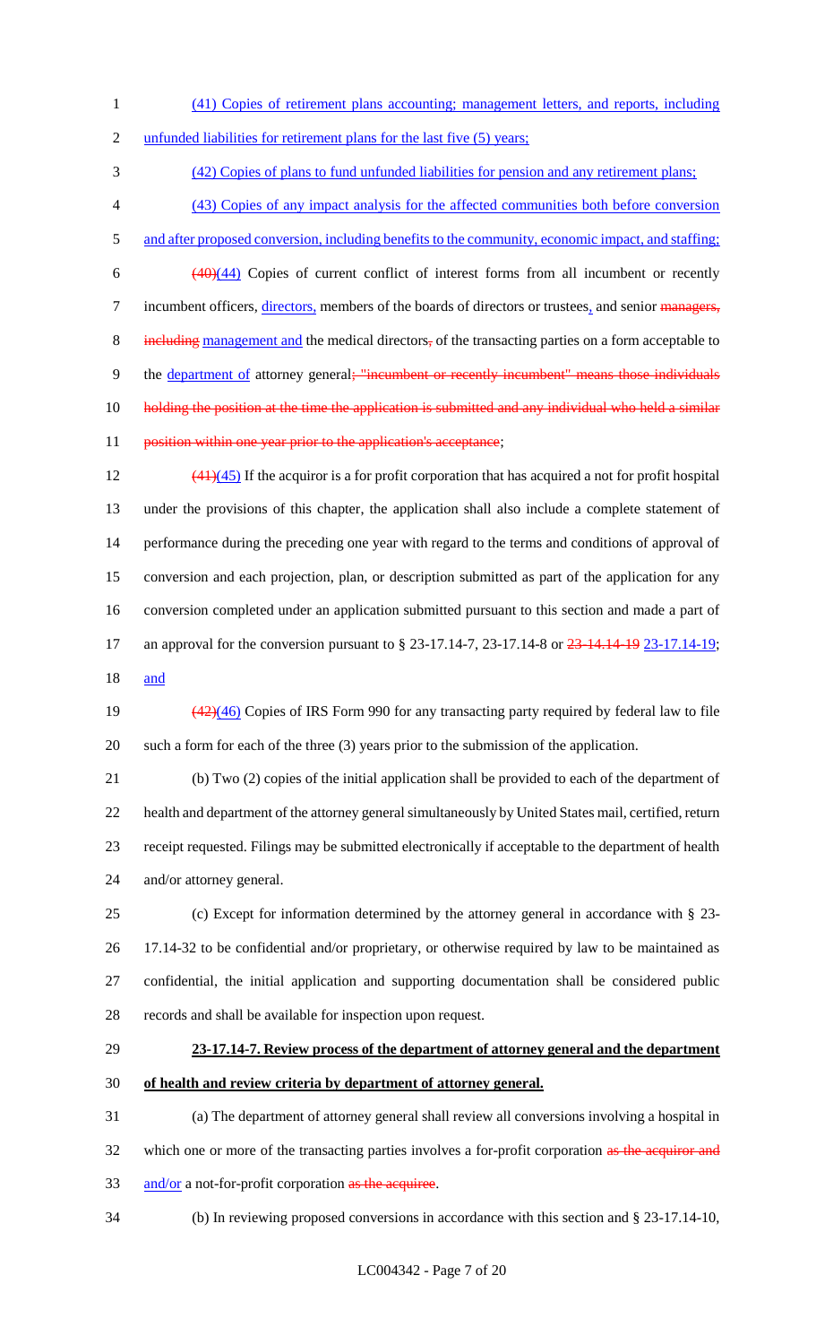(41) Copies of retirement plans accounting; management letters, and reports, including unfunded liabilities for retirement plans for the last five (5) years;

(42) Copies of plans to fund unfunded liabilities for pension and any retirement plans;

(43) Copies of any impact analysis for the affected communities both before conversion and after proposed conversion, including benefits to the community, economic impact, and staffing;

~~(40)~~(44) Copies of current conflict of interest forms from all incumbent or recently incumbent officers, directors, members of the boards of directors or trustees, and senior ~~managers, including~~ management and the medical directors~~,~~ of the transacting parties on a form acceptable to the department of attorney general~~; "incumbent or recently incumbent" means those individuals holding the position at the time the application is submitted and any individual who held a similar position within one year prior to the application's acceptance~~;

~~(41)~~(45) If the acquiror is a for profit corporation that has acquired a not for profit hospital under the provisions of this chapter, the application shall also include a complete statement of performance during the preceding one year with regard to the terms and conditions of approval of conversion and each projection, plan, or description submitted as part of the application for any conversion completed under an application submitted pursuant to this section and made a part of an approval for the conversion pursuant to § 23-17.14-7, 23-17.14-8 or ~~23-14.14-19~~ 23-17.14-19; and

~~(42)~~(46) Copies of IRS Form 990 for any transacting party required by federal law to file such a form for each of the three (3) years prior to the submission of the application.

(b) Two (2) copies of the initial application shall be provided to each of the department of health and department of the attorney general simultaneously by United States mail, certified, return receipt requested. Filings may be submitted electronically if acceptable to the department of health and/or attorney general.

(c) Except for information determined by the attorney general in accordance with § 23-17.14-32 to be confidential and/or proprietary, or otherwise required by law to be maintained as confidential, the initial application and supporting documentation shall be considered public records and shall be available for inspection upon request.

**23-17.14-7. Review process of the department of attorney general and the department of health and review criteria by department of attorney general.**

(a) The department of attorney general shall review all conversions involving a hospital in which one or more of the transacting parties involves a for-profit corporation ~~as the acquiror and~~ and/or a not-for-profit corporation ~~as the acquiree~~.

(b) In reviewing proposed conversions in accordance with this section and § 23-17.14-10,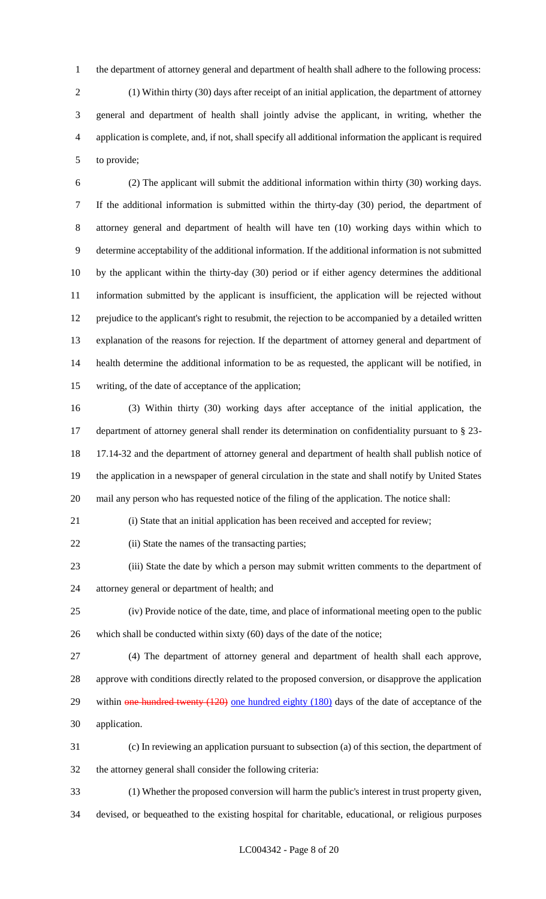the department of attorney general and department of health shall adhere to the following process:

(1) Within thirty (30) days after receipt of an initial application, the department of attorney general and department of health shall jointly advise the applicant, in writing, whether the application is complete, and, if not, shall specify all additional information the applicant is required to provide;

(2) The applicant will submit the additional information within thirty (30) working days. If the additional information is submitted within the thirty-day (30) period, the department of attorney general and department of health will have ten (10) working days within which to determine acceptability of the additional information. If the additional information is not submitted by the applicant within the thirty-day (30) period or if either agency determines the additional information submitted by the applicant is insufficient, the application will be rejected without prejudice to the applicant's right to resubmit, the rejection to be accompanied by a detailed written explanation of the reasons for rejection. If the department of attorney general and department of health determine the additional information to be as requested, the applicant will be notified, in writing, of the date of acceptance of the application;

(3) Within thirty (30) working days after acceptance of the initial application, the department of attorney general shall render its determination on confidentiality pursuant to § 23-17.14-32 and the department of attorney general and department of health shall publish notice of the application in a newspaper of general circulation in the state and shall notify by United States mail any person who has requested notice of the filing of the application. The notice shall:

(i) State that an initial application has been received and accepted for review;

(ii) State the names of the transacting parties;

(iii) State the date by which a person may submit written comments to the department of attorney general or department of health; and

(iv) Provide notice of the date, time, and place of informational meeting open to the public which shall be conducted within sixty (60) days of the date of the notice;

(4) The department of attorney general and department of health shall each approve, approve with conditions directly related to the proposed conversion, or disapprove the application within ~~one hundred twenty (120)~~ one hundred eighty (180) days of the date of acceptance of the application.

(c) In reviewing an application pursuant to subsection (a) of this section, the department of the attorney general shall consider the following criteria:

(1) Whether the proposed conversion will harm the public's interest in trust property given, devised, or bequeathed to the existing hospital for charitable, educational, or religious purposes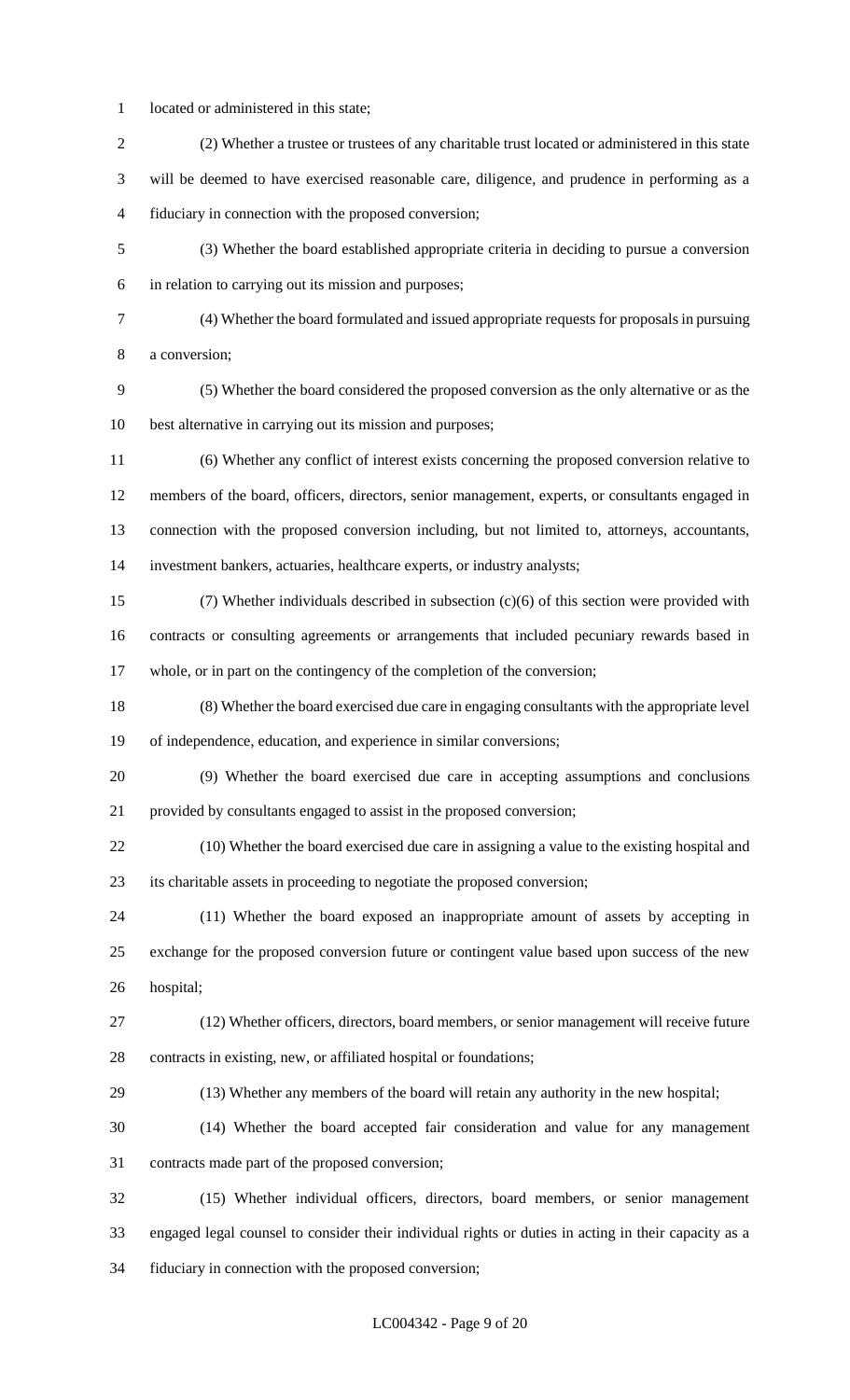located or administered in this state;

(2) Whether a trustee or trustees of any charitable trust located or administered in this state will be deemed to have exercised reasonable care, diligence, and prudence in performing as a fiduciary in connection with the proposed conversion;

(3) Whether the board established appropriate criteria in deciding to pursue a conversion in relation to carrying out its mission and purposes;

(4) Whether the board formulated and issued appropriate requests for proposals in pursuing a conversion;

(5) Whether the board considered the proposed conversion as the only alternative or as the best alternative in carrying out its mission and purposes;

(6) Whether any conflict of interest exists concerning the proposed conversion relative to members of the board, officers, directors, senior management, experts, or consultants engaged in connection with the proposed conversion including, but not limited to, attorneys, accountants, investment bankers, actuaries, healthcare experts, or industry analysts;

(7) Whether individuals described in subsection (c)(6) of this section were provided with contracts or consulting agreements or arrangements that included pecuniary rewards based in whole, or in part on the contingency of the completion of the conversion;

(8) Whether the board exercised due care in engaging consultants with the appropriate level of independence, education, and experience in similar conversions;

(9) Whether the board exercised due care in accepting assumptions and conclusions provided by consultants engaged to assist in the proposed conversion;

(10) Whether the board exercised due care in assigning a value to the existing hospital and its charitable assets in proceeding to negotiate the proposed conversion;

(11) Whether the board exposed an inappropriate amount of assets by accepting in exchange for the proposed conversion future or contingent value based upon success of the new hospital;

(12) Whether officers, directors, board members, or senior management will receive future contracts in existing, new, or affiliated hospital or foundations;

(13) Whether any members of the board will retain any authority in the new hospital;

(14) Whether the board accepted fair consideration and value for any management contracts made part of the proposed conversion;

(15) Whether individual officers, directors, board members, or senior management engaged legal counsel to consider their individual rights or duties in acting in their capacity as a fiduciary in connection with the proposed conversion;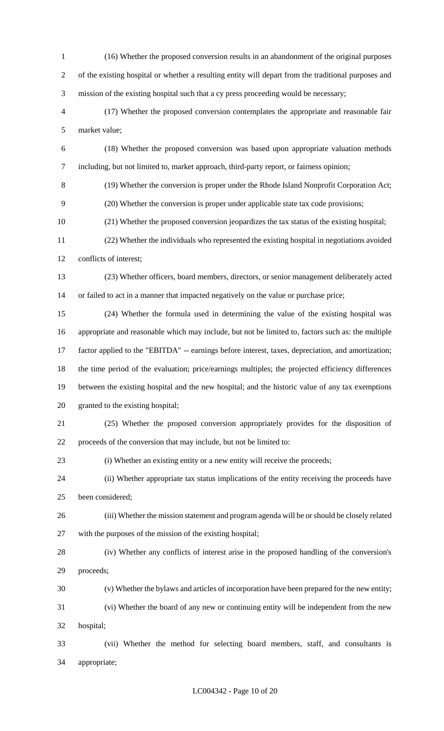(16) Whether the proposed conversion results in an abandonment of the original purposes of the existing hospital or whether a resulting entity will depart from the traditional purposes and mission of the existing hospital such that a cy press proceeding would be necessary;

(17) Whether the proposed conversion contemplates the appropriate and reasonable fair market value;

(18) Whether the proposed conversion was based upon appropriate valuation methods including, but not limited to, market approach, third-party report, or fairness opinion;

(19) Whether the conversion is proper under the Rhode Island Nonprofit Corporation Act;

(20) Whether the conversion is proper under applicable state tax code provisions;

(21) Whether the proposed conversion jeopardizes the tax status of the existing hospital;

(22) Whether the individuals who represented the existing hospital in negotiations avoided conflicts of interest;

(23) Whether officers, board members, directors, or senior management deliberately acted or failed to act in a manner that impacted negatively on the value or purchase price;

(24) Whether the formula used in determining the value of the existing hospital was appropriate and reasonable which may include, but not be limited to, factors such as: the multiple factor applied to the "EBITDA" -- earnings before interest, taxes, depreciation, and amortization; the time period of the evaluation; price/earnings multiples; the projected efficiency differences between the existing hospital and the new hospital; and the historic value of any tax exemptions granted to the existing hospital;

(25) Whether the proposed conversion appropriately provides for the disposition of proceeds of the conversion that may include, but not be limited to:

(i) Whether an existing entity or a new entity will receive the proceeds;

(ii) Whether appropriate tax status implications of the entity receiving the proceeds have been considered;

(iii) Whether the mission statement and program agenda will be or should be closely related with the purposes of the mission of the existing hospital;

(iv) Whether any conflicts of interest arise in the proposed handling of the conversion's proceeds;

(v) Whether the bylaws and articles of incorporation have been prepared for the new entity;

(vi) Whether the board of any new or continuing entity will be independent from the new hospital;

(vii) Whether the method for selecting board members, staff, and consultants is appropriate;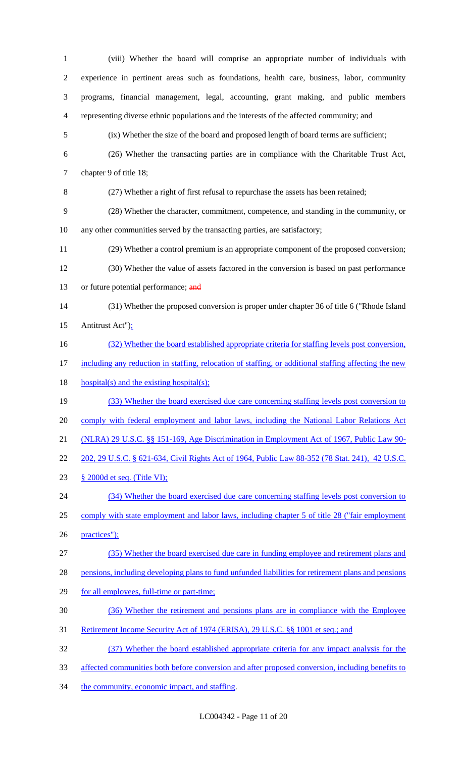(viii) Whether the board will comprise an appropriate number of individuals with experience in pertinent areas such as foundations, health care, business, labor, community programs, financial management, legal, accounting, grant making, and public members representing diverse ethnic populations and the interests of the affected community; and

(ix) Whether the size of the board and proposed length of board terms are sufficient;

(26) Whether the transacting parties are in compliance with the Charitable Trust Act, chapter 9 of title 18;

(27) Whether a right of first refusal to repurchase the assets has been retained;

(28) Whether the character, commitment, competence, and standing in the community, or any other communities served by the transacting parties, are satisfactory;

(29) Whether a control premium is an appropriate component of the proposed conversion;

(30) Whether the value of assets factored in the conversion is based on past performance or future potential performance; ~~and~~

(31) Whether the proposed conversion is proper under chapter 36 of title 6 ("Rhode Island Antitrust Act");

(32) Whether the board established appropriate criteria for staffing levels post conversion, including any reduction in staffing, relocation of staffing, or additional staffing affecting the new hospital(s) and the existing hospital(s);

(33) Whether the board exercised due care concerning staffing levels post conversion to comply with federal employment and labor laws, including the National Labor Relations Act (NLRA) 29 U.S.C. §§ 151-169, Age Discrimination in Employment Act of 1967, Public Law 90-202, 29 U.S.C. § 621-634, Civil Rights Act of 1964, Public Law 88-352 (78 Stat. 241), 42 U.S.C. § 2000d et seq. (Title VI);

(34) Whether the board exercised due care concerning staffing levels post conversion to comply with state employment and labor laws, including chapter 5 of title 28 ("fair employment practices");

(35) Whether the board exercised due care in funding employee and retirement plans and pensions, including developing plans to fund unfunded liabilities for retirement plans and pensions for all employees, full-time or part-time;

(36) Whether the retirement and pensions plans are in compliance with the Employee Retirement Income Security Act of 1974 (ERISA), 29 U.S.C. §§ 1001 et seq.; and

(37) Whether the board established appropriate criteria for any impact analysis for the affected communities both before conversion and after proposed conversion, including benefits to the community, economic impact, and staffing.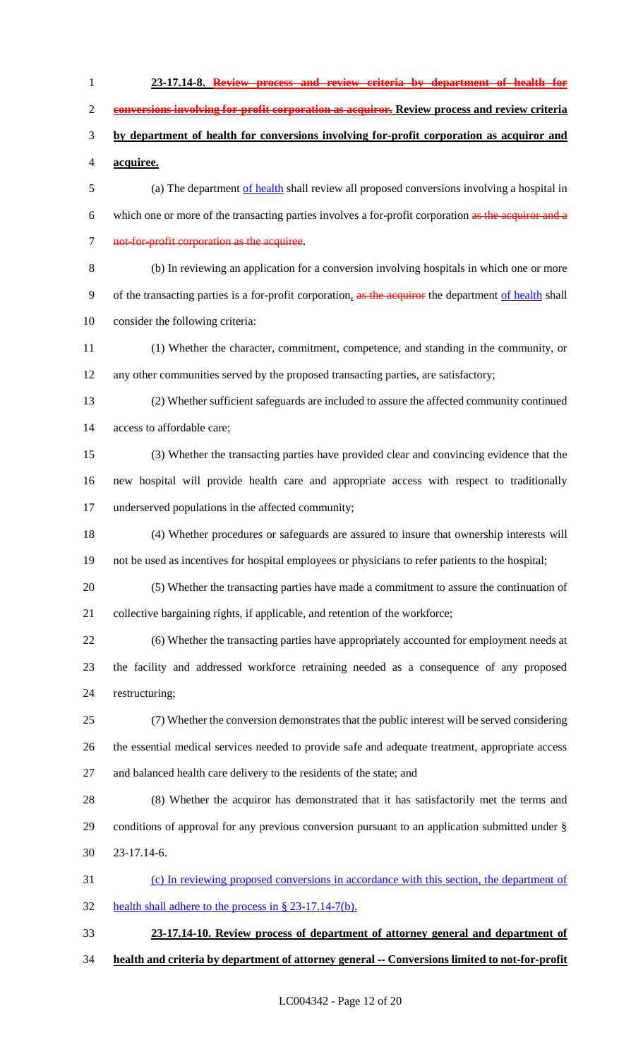**23-17.14-8. ~~Review process and review criteria by department of health for conversions involving for-profit corporation as acquiror.~~ Review process and review criteria by department of health for conversions involving for-profit corporation as acquiror and acquiree.**

(a) The department of health shall review all proposed conversions involving a hospital in which one or more of the transacting parties involves a for-profit corporation ~~as the acquiror and a not-for-profit corporation as the acquiree~~.

(b) In reviewing an application for a conversion involving hospitals in which one or more of the transacting parties is a for-profit corporation, ~~as the acquiror~~ the department of health shall consider the following criteria:

(1) Whether the character, commitment, competence, and standing in the community, or any other communities served by the proposed transacting parties, are satisfactory;

(2) Whether sufficient safeguards are included to assure the affected community continued access to affordable care;

(3) Whether the transacting parties have provided clear and convincing evidence that the new hospital will provide health care and appropriate access with respect to traditionally underserved populations in the affected community;

(4) Whether procedures or safeguards are assured to insure that ownership interests will not be used as incentives for hospital employees or physicians to refer patients to the hospital;

(5) Whether the transacting parties have made a commitment to assure the continuation of collective bargaining rights, if applicable, and retention of the workforce;

(6) Whether the transacting parties have appropriately accounted for employment needs at the facility and addressed workforce retraining needed as a consequence of any proposed restructuring;

(7) Whether the conversion demonstrates that the public interest will be served considering the essential medical services needed to provide safe and adequate treatment, appropriate access and balanced health care delivery to the residents of the state; and

(8) Whether the acquiror has demonstrated that it has satisfactorily met the terms and conditions of approval for any previous conversion pursuant to an application submitted under § 23-17.14-6.

(c) In reviewing proposed conversions in accordance with this section, the department of health shall adhere to the process in § 23-17.14-7(b).

**23-17.14-10. Review process of department of attorney general and department of health and criteria by department of attorney general -- Conversions limited to not-for-profit**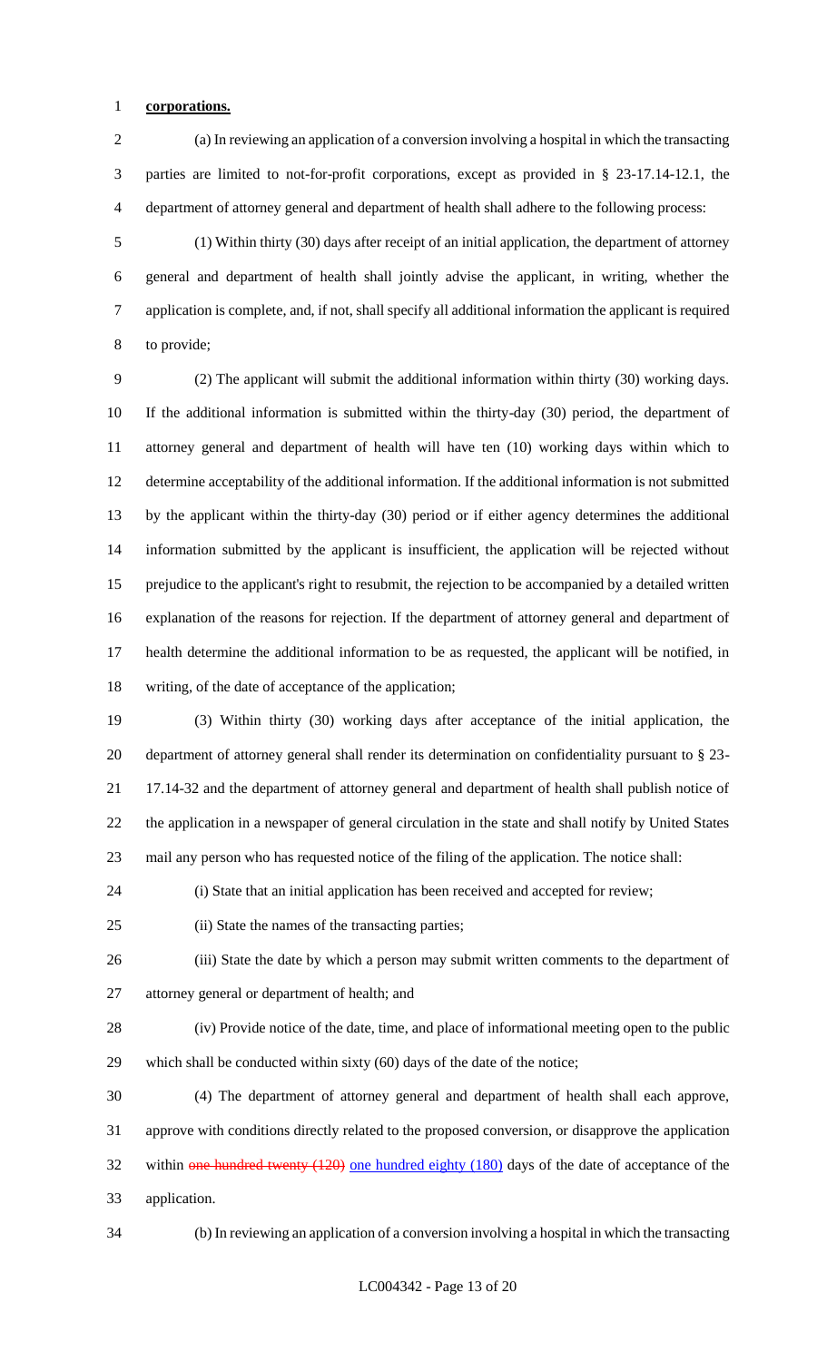**corporations.**

(a) In reviewing an application of a conversion involving a hospital in which the transacting parties are limited to not-for-profit corporations, except as provided in § 23-17.14-12.1, the department of attorney general and department of health shall adhere to the following process:

(1) Within thirty (30) days after receipt of an initial application, the department of attorney general and department of health shall jointly advise the applicant, in writing, whether the application is complete, and, if not, shall specify all additional information the applicant is required to provide;

(2) The applicant will submit the additional information within thirty (30) working days. If the additional information is submitted within the thirty-day (30) period, the department of attorney general and department of health will have ten (10) working days within which to determine acceptability of the additional information. If the additional information is not submitted by the applicant within the thirty-day (30) period or if either agency determines the additional information submitted by the applicant is insufficient, the application will be rejected without prejudice to the applicant's right to resubmit, the rejection to be accompanied by a detailed written explanation of the reasons for rejection. If the department of attorney general and department of health determine the additional information to be as requested, the applicant will be notified, in writing, of the date of acceptance of the application;

(3) Within thirty (30) working days after acceptance of the initial application, the department of attorney general shall render its determination on confidentiality pursuant to § 23-17.14-32 and the department of attorney general and department of health shall publish notice of the application in a newspaper of general circulation in the state and shall notify by United States mail any person who has requested notice of the filing of the application. The notice shall:

(i) State that an initial application has been received and accepted for review;

(ii) State the names of the transacting parties;

(iii) State the date by which a person may submit written comments to the department of attorney general or department of health; and

(iv) Provide notice of the date, time, and place of informational meeting open to the public which shall be conducted within sixty (60) days of the date of the notice;

(4) The department of attorney general and department of health shall each approve, approve with conditions directly related to the proposed conversion, or disapprove the application within ~~one hundred twenty (120)~~ <u>one hundred eighty (180)</u> days of the date of acceptance of the application.

(b) In reviewing an application of a conversion involving a hospital in which the transacting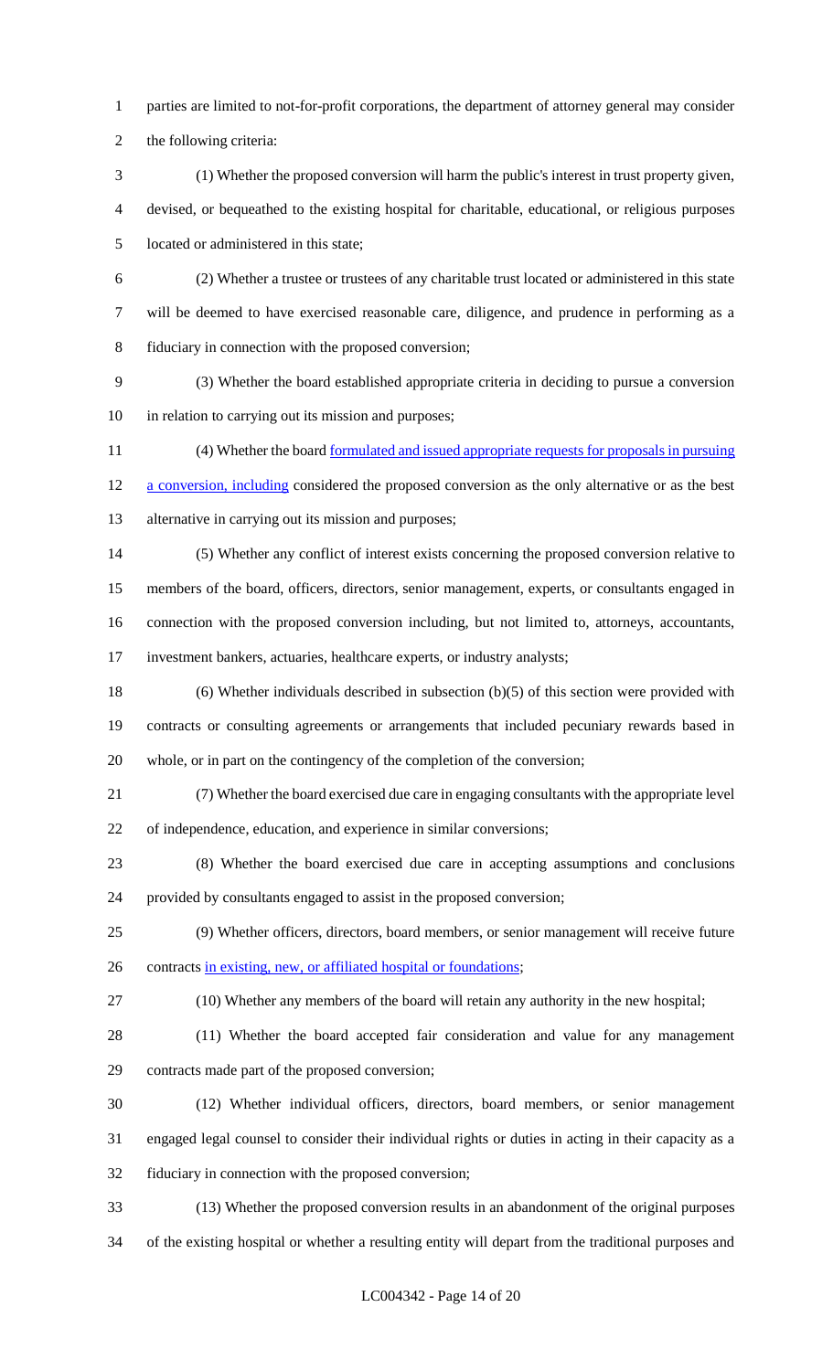parties are limited to not-for-profit corporations, the department of attorney general may consider the following criteria:

(1) Whether the proposed conversion will harm the public's interest in trust property given, devised, or bequeathed to the existing hospital for charitable, educational, or religious purposes located or administered in this state;

(2) Whether a trustee or trustees of any charitable trust located or administered in this state will be deemed to have exercised reasonable care, diligence, and prudence in performing as a fiduciary in connection with the proposed conversion;

(3) Whether the board established appropriate criteria in deciding to pursue a conversion in relation to carrying out its mission and purposes;

(4) Whether the board formulated and issued appropriate requests for proposals in pursuing a conversion, including considered the proposed conversion as the only alternative or as the best alternative in carrying out its mission and purposes;

(5) Whether any conflict of interest exists concerning the proposed conversion relative to members of the board, officers, directors, senior management, experts, or consultants engaged in connection with the proposed conversion including, but not limited to, attorneys, accountants, investment bankers, actuaries, healthcare experts, or industry analysts;

(6) Whether individuals described in subsection (b)(5) of this section were provided with contracts or consulting agreements or arrangements that included pecuniary rewards based in whole, or in part on the contingency of the completion of the conversion;

(7) Whether the board exercised due care in engaging consultants with the appropriate level of independence, education, and experience in similar conversions;

(8) Whether the board exercised due care in accepting assumptions and conclusions provided by consultants engaged to assist in the proposed conversion;

(9) Whether officers, directors, board members, or senior management will receive future contracts in existing, new, or affiliated hospital or foundations;

(10) Whether any members of the board will retain any authority in the new hospital;

(11) Whether the board accepted fair consideration and value for any management contracts made part of the proposed conversion;

(12) Whether individual officers, directors, board members, or senior management engaged legal counsel to consider their individual rights or duties in acting in their capacity as a fiduciary in connection with the proposed conversion;

(13) Whether the proposed conversion results in an abandonment of the original purposes of the existing hospital or whether a resulting entity will depart from the traditional purposes and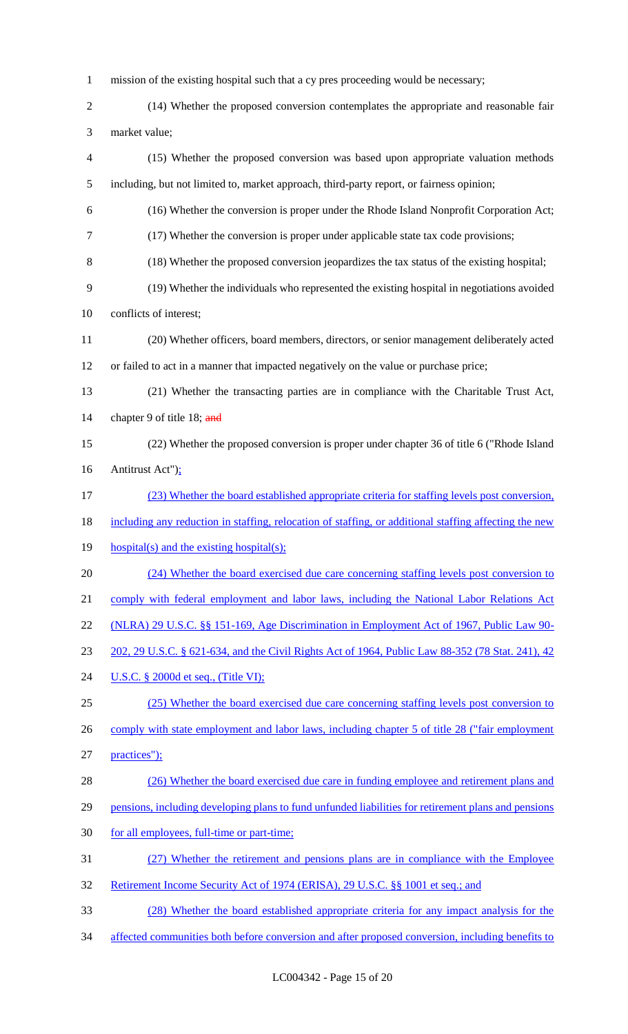mission of the existing hospital such that a cy pres proceeding would be necessary;

(14) Whether the proposed conversion contemplates the appropriate and reasonable fair market value;

(15) Whether the proposed conversion was based upon appropriate valuation methods including, but not limited to, market approach, third-party report, or fairness opinion;

(16) Whether the conversion is proper under the Rhode Island Nonprofit Corporation Act;

(17) Whether the conversion is proper under applicable state tax code provisions;

(18) Whether the proposed conversion jeopardizes the tax status of the existing hospital;

(19) Whether the individuals who represented the existing hospital in negotiations avoided conflicts of interest;

(20) Whether officers, board members, directors, or senior management deliberately acted or failed to act in a manner that impacted negatively on the value or purchase price;

(21) Whether the transacting parties are in compliance with the Charitable Trust Act, chapter 9 of title 18; ~~and~~

(22) Whether the proposed conversion is proper under chapter 36 of title 6 ("Rhode Island Antitrust Act")<u>;</u>

<u>(23) Whether the board established appropriate criteria for staffing levels post conversion, including any reduction in staffing, relocation of staffing, or additional staffing affecting the new hospital(s) and the existing hospital(s);</u>

<u>(24) Whether the board exercised due care concerning staffing levels post conversion to comply with federal employment and labor laws, including the National Labor Relations Act (NLRA) 29 U.S.C. §§ 151-169, Age Discrimination in Employment Act of 1967, Public Law 90-202, 29 U.S.C. § 621-634, and the Civil Rights Act of 1964, Public Law 88-352 (78 Stat. 241), 42 U.S.C. § 2000d et seq., (Title VI);</u>

<u>(25) Whether the board exercised due care concerning staffing levels post conversion to comply with state employment and labor laws, including chapter 5 of title 28 ("fair employment practices");</u>

<u>(26) Whether the board exercised due care in funding employee and retirement plans and pensions, including developing plans to fund unfunded liabilities for retirement plans and pensions for all employees, full-time or part-time;</u>

<u>(27) Whether the retirement and pensions plans are in compliance with the Employee Retirement Income Security Act of 1974 (ERISA), 29 U.S.C. §§ 1001 et seq.; and</u>

<u>(28) Whether the board established appropriate criteria for any impact analysis for the affected communities both before conversion and after proposed conversion, including benefits to</u>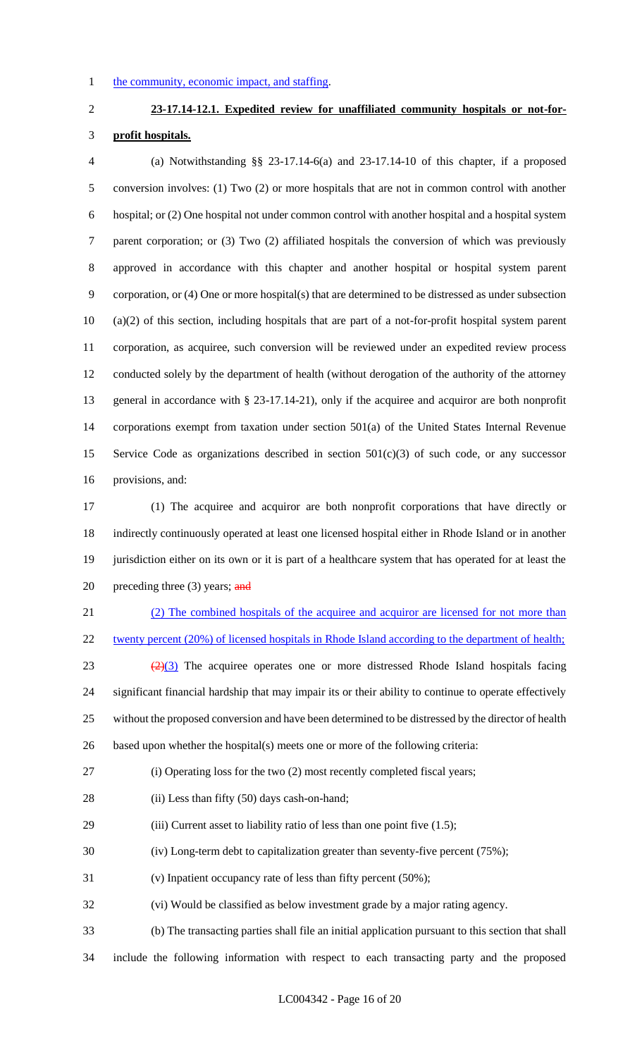the community, economic impact, and staffing.

**23-17.14-12.1. Expedited review for unaffiliated community hospitals or not-for-profit hospitals.**

(a) Notwithstanding §§ 23-17.14-6(a) and 23-17.14-10 of this chapter, if a proposed conversion involves: (1) Two (2) or more hospitals that are not in common control with another hospital; or (2) One hospital not under common control with another hospital and a hospital system parent corporation; or (3) Two (2) affiliated hospitals the conversion of which was previously approved in accordance with this chapter and another hospital or hospital system parent corporation, or (4) One or more hospital(s) that are determined to be distressed as under subsection (a)(2) of this section, including hospitals that are part of a not-for-profit hospital system parent corporation, as acquiree, such conversion will be reviewed under an expedited review process conducted solely by the department of health (without derogation of the authority of the attorney general in accordance with § 23-17.14-21), only if the acquiree and acquiror are both nonprofit corporations exempt from taxation under section 501(a) of the United States Internal Revenue Service Code as organizations described in section 501(c)(3) of such code, or any successor provisions, and:

(1) The acquiree and acquiror are both nonprofit corporations that have directly or indirectly continuously operated at least one licensed hospital either in Rhode Island or in another jurisdiction either on its own or it is part of a healthcare system that has operated for at least the preceding three (3) years; ~~and~~

(2) The combined hospitals of the acquiree and acquiror are licensed for not more than twenty percent (20%) of licensed hospitals in Rhode Island according to the department of health;

~~(2)~~(3) The acquiree operates one or more distressed Rhode Island hospitals facing significant financial hardship that may impair its or their ability to continue to operate effectively without the proposed conversion and have been determined to be distressed by the director of health based upon whether the hospital(s) meets one or more of the following criteria:

(i) Operating loss for the two (2) most recently completed fiscal years;

(ii) Less than fifty (50) days cash-on-hand;

(iii) Current asset to liability ratio of less than one point five (1.5);

(iv) Long-term debt to capitalization greater than seventy-five percent (75%);

(v) Inpatient occupancy rate of less than fifty percent (50%);

(vi) Would be classified as below investment grade by a major rating agency.

(b) The transacting parties shall file an initial application pursuant to this section that shall include the following information with respect to each transacting party and the proposed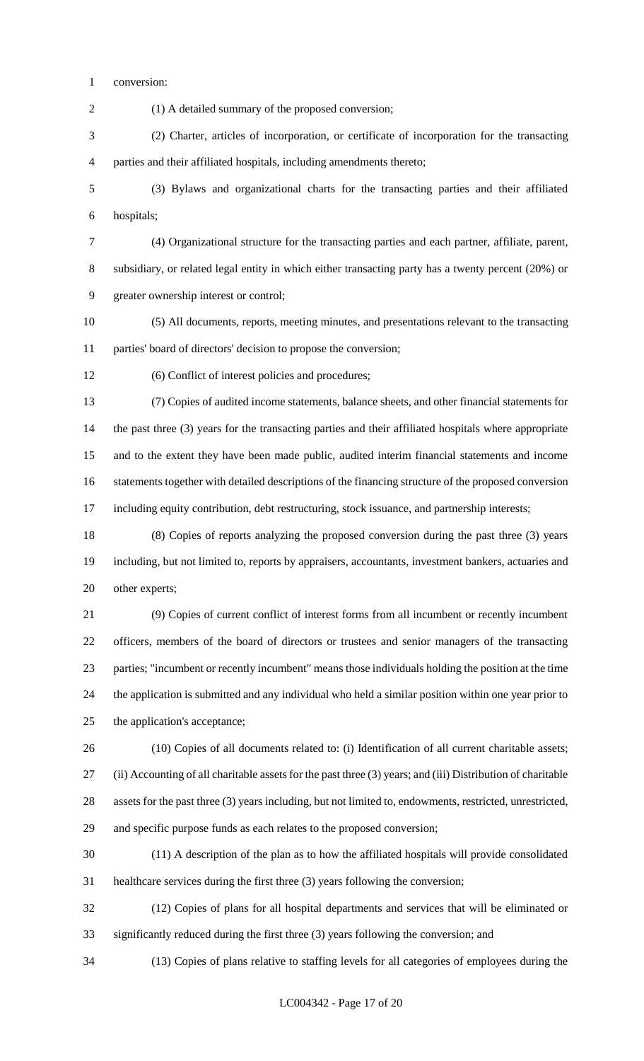conversion:

(1) A detailed summary of the proposed conversion;

(2) Charter, articles of incorporation, or certificate of incorporation for the transacting parties and their affiliated hospitals, including amendments thereto;

(3) Bylaws and organizational charts for the transacting parties and their affiliated hospitals;

(4) Organizational structure for the transacting parties and each partner, affiliate, parent, subsidiary, or related legal entity in which either transacting party has a twenty percent (20%) or greater ownership interest or control;

(5) All documents, reports, meeting minutes, and presentations relevant to the transacting parties' board of directors' decision to propose the conversion;

(6) Conflict of interest policies and procedures;

(7) Copies of audited income statements, balance sheets, and other financial statements for the past three (3) years for the transacting parties and their affiliated hospitals where appropriate and to the extent they have been made public, audited interim financial statements and income statements together with detailed descriptions of the financing structure of the proposed conversion including equity contribution, debt restructuring, stock issuance, and partnership interests;

(8) Copies of reports analyzing the proposed conversion during the past three (3) years including, but not limited to, reports by appraisers, accountants, investment bankers, actuaries and other experts;

(9) Copies of current conflict of interest forms from all incumbent or recently incumbent officers, members of the board of directors or trustees and senior managers of the transacting parties; "incumbent or recently incumbent" means those individuals holding the position at the time the application is submitted and any individual who held a similar position within one year prior to the application's acceptance;

(10) Copies of all documents related to: (i) Identification of all current charitable assets; (ii) Accounting of all charitable assets for the past three (3) years; and (iii) Distribution of charitable assets for the past three (3) years including, but not limited to, endowments, restricted, unrestricted, and specific purpose funds as each relates to the proposed conversion;

(11) A description of the plan as to how the affiliated hospitals will provide consolidated healthcare services during the first three (3) years following the conversion;

(12) Copies of plans for all hospital departments and services that will be eliminated or significantly reduced during the first three (3) years following the conversion; and

(13) Copies of plans relative to staffing levels for all categories of employees during the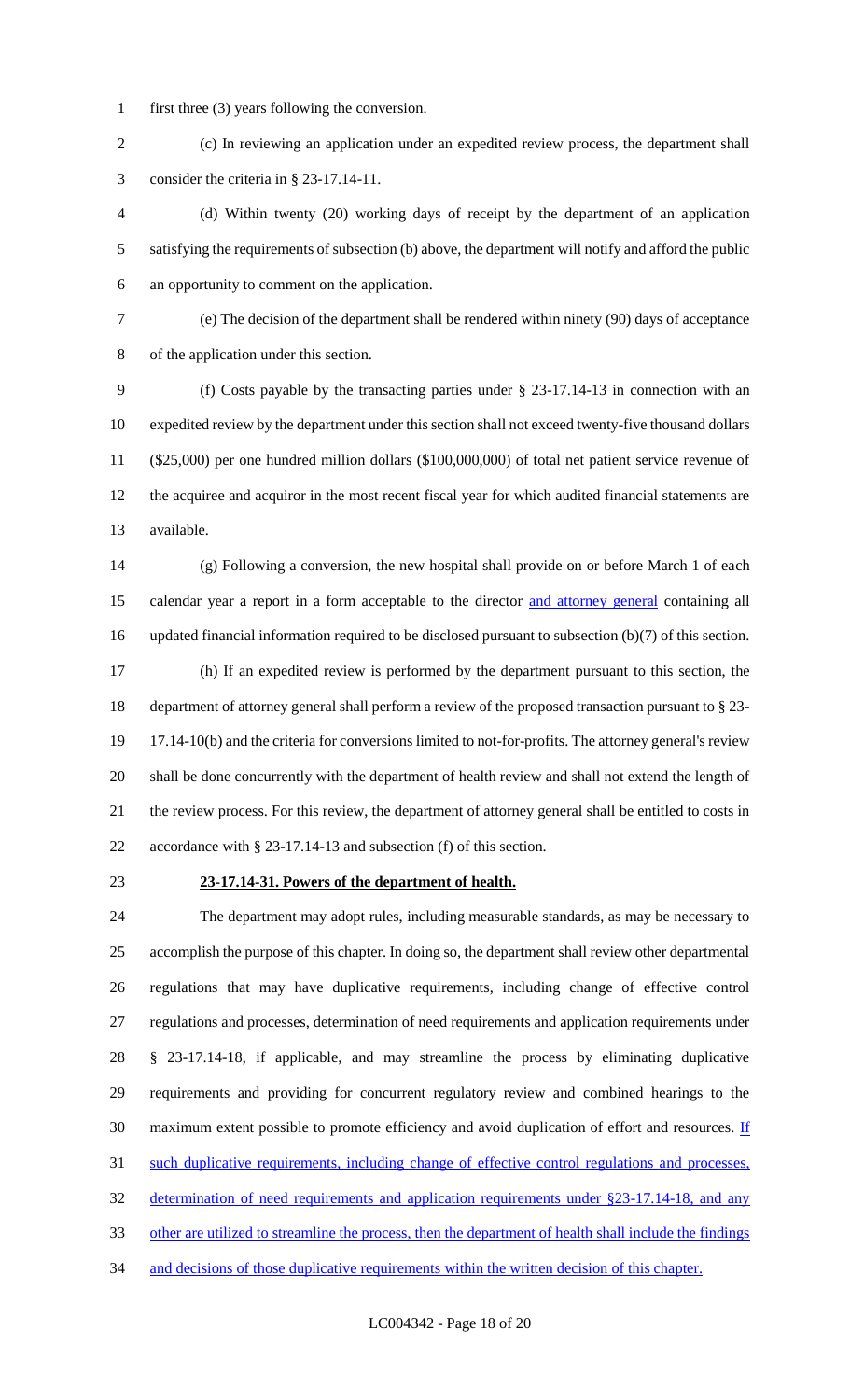first three (3) years following the conversion.

(c) In reviewing an application under an expedited review process, the department shall consider the criteria in § 23-17.14-11.

(d) Within twenty (20) working days of receipt by the department of an application satisfying the requirements of subsection (b) above, the department will notify and afford the public an opportunity to comment on the application.

(e) The decision of the department shall be rendered within ninety (90) days of acceptance of the application under this section.

(f) Costs payable by the transacting parties under § 23-17.14-13 in connection with an expedited review by the department under this section shall not exceed twenty-five thousand dollars ($25,000) per one hundred million dollars ($100,000,000) of total net patient service revenue of the acquiree and acquiror in the most recent fiscal year for which audited financial statements are available.

(g) Following a conversion, the new hospital shall provide on or before March 1 of each calendar year a report in a form acceptable to the director <u>and attorney general</u> containing all updated financial information required to be disclosed pursuant to subsection (b)(7) of this section.

(h) If an expedited review is performed by the department pursuant to this section, the department of attorney general shall perform a review of the proposed transaction pursuant to § 23-17.14-10(b) and the criteria for conversions limited to not-for-profits. The attorney general's review shall be done concurrently with the department of health review and shall not extend the length of the review process. For this review, the department of attorney general shall be entitled to costs in accordance with § 23-17.14-13 and subsection (f) of this section.

**23-17.14-31. Powers of the department of health.**

The department may adopt rules, including measurable standards, as may be necessary to accomplish the purpose of this chapter. In doing so, the department shall review other departmental regulations that may have duplicative requirements, including change of effective control regulations and processes, determination of need requirements and application requirements under § 23-17.14-18, if applicable, and may streamline the process by eliminating duplicative requirements and providing for concurrent regulatory review and combined hearings to the maximum extent possible to promote efficiency and avoid duplication of effort and resources. <u>If such duplicative requirements, including change of effective control regulations and processes, determination of need requirements and application requirements under §23-17.14-18, and any other are utilized to streamline the process, then the department of health shall include the findings and decisions of those duplicative requirements within the written decision of this chapter.</u>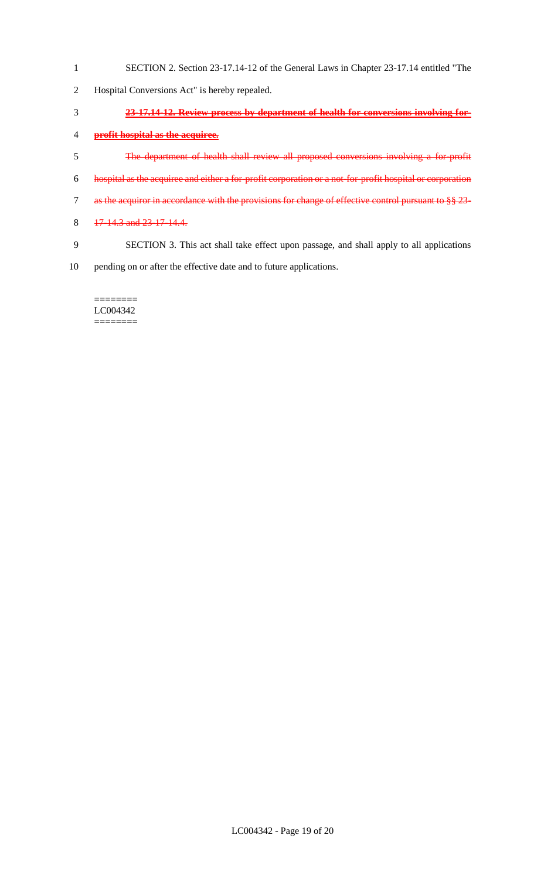SECTION 2. Section 23-17.14-12 of the General Laws in Chapter 23-17.14 entitled "The Hospital Conversions Act" is hereby repealed.

~~**23-17.14-12. Review process by department of health for conversions involving for-profit hospital as the acquiree.**~~

~~The department of health shall review all proposed conversions involving a for-profit hospital as the acquiree and either a for-profit corporation or a not-for-profit hospital or corporation as the acquiror in accordance with the provisions for change of effective control pursuant to §§ 23-17-14.3 and 23-17-14.4.~~

SECTION 3. This act shall take effect upon passage, and shall apply to all applications pending on or after the effective date and to future applications.

========
LC004342
========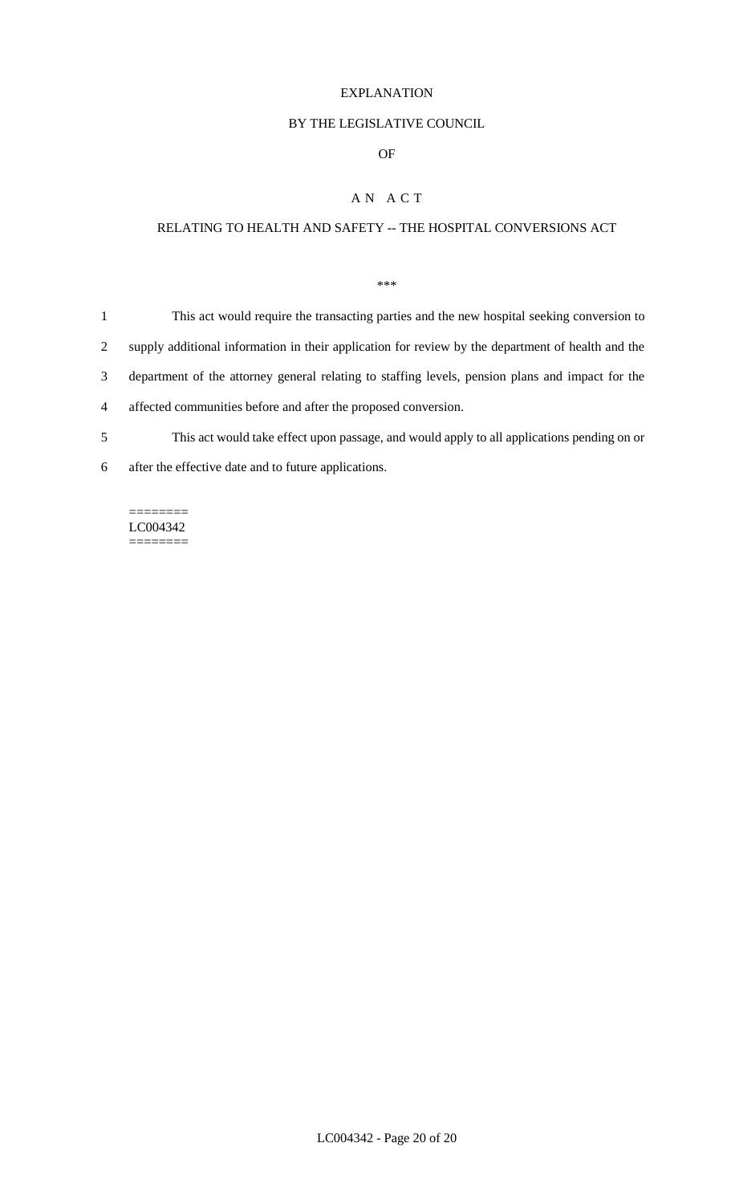EXPLANATION

BY THE LEGISLATIVE COUNCIL

OF

A N A C T

RELATING TO HEALTH AND SAFETY -- THE HOSPITAL CONVERSIONS ACT

***

1 This act would require the transacting parties and the new hospital seeking conversion to
2 supply additional information in their application for review by the department of health and the
3 department of the attorney general relating to staffing levels, pension plans and impact for the
4 affected communities before and after the proposed conversion.

5 This act would take effect upon passage, and would apply to all applications pending on or
6 after the effective date and to future applications.

========
LC004342
========